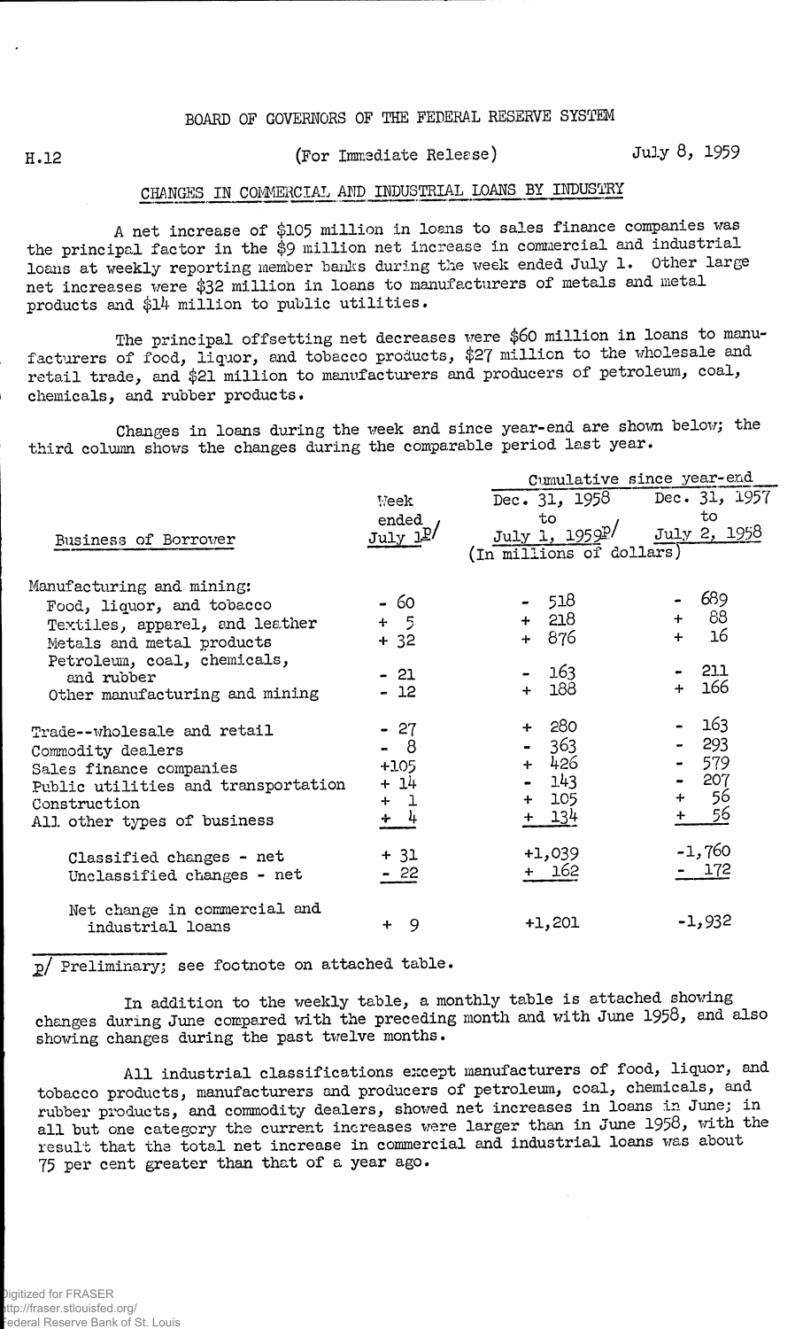BOARD OF GOVERNORS OF THE FEDERAL RESERVE SYSTEM

H.12 (For Immediate Release) July 8, 1959

## CHANGES IN COMMERCIAL AND INDUSTRIAL LOANS BY INDUSTRY

A net increase of $105 million in loans to sales finance companies was the principal factor in the $9 million net increase in commercial and industrial loans at weekly reporting member banks during the week ended July 1. Other large net increases were $32 million in loans to manufacturers of metals and metal products and $14 million to public utilities.

The principal offsetting net decreases were $60 million in loans to manufacturers of food, liquor, and tobacco products, $27 million to the wholesale and retail trade, and $21 million to manufacturers and producers of petroleum, coal, chemicals, and rubber products.

Changes in loans during the week and since year-end are shown below; the third column shows the changes during the comparable period last year.

| Business of Borrower | Week ended July 1 p/ | Cumulative since year-end: Dec. 31, 1958 to July 1, 1959 p/ | Cumulative since year-end: Dec. 31, 1957 to July 2, 1958 |
|---|---|---|---|
| | (In millions of dollars) | | |
| Manufacturing and mining: | | | |
| Food, liquor, and tobacco | - 60 | - 518 | - 689 |
| Textiles, apparel, and leather | + 5 | + 218 | + 88 |
| Metals and metal products | + 32 | + 876 | + 16 |
| Petroleum, coal, chemicals, and rubber | - 21 | - 163 | - 211 |
| Other manufacturing and mining | - 12 | + 188 | + 166 |
| Trade--wholesale and retail | - 27 | + 280 | - 163 |
| Commodity dealers | - 8 | - 363 | - 293 |
| Sales finance companies | +105 | + 426 | - 579 |
| Public utilities and transportation | + 14 | - 143 | - 207 |
| Construction | + 1 | + 105 | + 56 |
| All other types of business | + 4 | + 134 | + 56 |
| Classified changes - net | + 31 | +1,039 | -1,760 |
| Unclassified changes - net | - 22 | + 162 | - 172 |
| Net change in commercial and industrial loans | + 9 | +1,201 | -1,932 |

p/ Preliminary; see footnote on attached table.

In addition to the weekly table, a monthly table is attached showing changes during June compared with the preceding month and with June 1958, and also showing changes during the past twelve months.

All industrial classifications except manufacturers of food, liquor, and tobacco products, manufacturers and producers of petroleum, coal, chemicals, and rubber products, and commodity dealers, showed net increases in loans in June; in all but one category the current increases were larger than in June 1958, with the result that the total net increase in commercial and industrial loans was about 75 per cent greater than that of a year ago.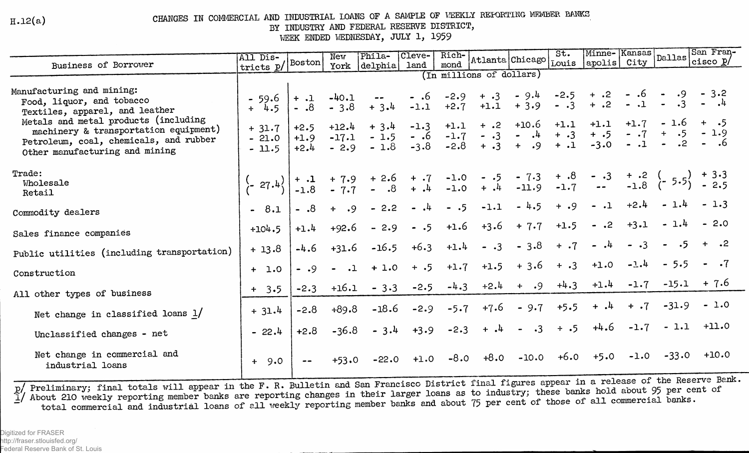H.12(a)

# CHANGES IN COMMERCIAL AND INDUSTRIAL LOANS OF A SAMPLE OF WEEKLY REPORTING MEMBER BANKS BY INDUSTRY AND FEDERAL RESERVE DISTRICT, WEEK ENDED WEDNESDAY, JULY 1, 1959

| Business of Borrower | All Districts p/ | Boston | New York | Philadelphia | Cleveland | Richmond | Atlanta | Chicago | St. Louis | Minneapolis | Kansas City | Dallas | San Francisco p/ |
|---|---|---|---|---|---|---|---|---|---|---|---|---|---|
| | (In millions of dollars) | | | | | | | | | | | | |
| Manufacturing and mining: | | | | | | | | | | | | | |
| Food, liquor, and tobacco | - 59.6 | + .1 | -40.1 | -- | - .6 | -2.9 | + .3 | - 9.4 | -2.5 | + .2 | - .6 | - .9 | - 3.2 |
| Textiles, apparel, and leather | + 4.5 | - .8 | - 3.8 | + 3.4 | -1.1 | +2.7 | +1.1 | + 3.9 | - .3 | + .2 | - .1 | - .3 | - .4 |
| Metals and metal products (including machinery & transportation equipment) | + 31.7 | +2.5 | +12.4 | + 3.4 | -1.3 | +1.1 | + .2 | +10.6 | +1.1 | +1.1 | +1.7 | - 1.6 | + .5 |
| Petroleum, coal, chemicals, and rubber | - 21.0 | +1.9 | -17.1 | - 1.5 | - .6 | -1.7 | - .3 | - .4 | + .3 | + .5 | - .7 | + .5 | - 1.9 |
| Other manufacturing and mining | - 11.5 | +2.4 | - 2.9 | - 1.8 | -3.8 | -2.8 | + .3 | + .9 | + .1 | -3.0 | - .1 | - .2 | - .6 |
| Trade: | | | | | | | | | | | | | |
| Wholesale | (- 27.4) | + .1 | + 7.9 | + 2.6 | + .7 | -1.0 | - .5 | - 7.3 | + .8 | - .3 | + .2 | (- 5.5) | + 3.3 |
| Retail | | -1.8 | - 7.7 | - .8 | + .4 | -1.0 | + .4 | -11.9 | -1.7 | -- | -1.8 | | - 2.5 |
| Commodity dealers | - 8.1 | - .8 | + .9 | - 2.2 | - .4 | - .5 | -1.1 | - 4.5 | + .9 | - .1 | +2.4 | - 1.4 | - 1.3 |
| Sales finance companies | +104.5 | +1.4 | +92.6 | - 2.9 | - .5 | +1.6 | +3.6 | + 7.7 | +1.5 | - .2 | +3.1 | - 1.4 | - 2.0 |
| Public utilities (including transportation) | + 13.8 | -4.6 | +31.6 | -16.5 | +6.3 | +1.4 | - .3 | - 3.8 | + .7 | - .4 | - .3 | - .5 | + .2 |
| Construction | + 1.0 | - .9 | - .1 | + 1.0 | + .5 | +1.7 | +1.5 | + 3.6 | + .3 | +1.0 | -1.4 | - 5.5 | - .7 |
| All other types of business | + 3.5 | -2.3 | +16.1 | - 3.3 | -2.5 | -4.3 | +2.4 | + .9 | +4.3 | +1.4 | -1.7 | -15.1 | + 7.6 |
| Net change in classified loans 1/ | + 31.4 | -2.8 | +89.8 | -18.6 | -2.9 | -5.7 | +7.6 | - 9.7 | +5.5 | + .4 | + .7 | -31.9 | - 1.0 |
| Unclassified changes - net | - 22.4 | +2.8 | -36.8 | - 3.4 | +3.9 | -2.3 | + .4 | - .3 | + .5 | +4.6 | -1.7 | - 1.1 | +11.0 |
| Net change in commercial and industrial loans | + 9.0 | -- | +53.0 | -22.0 | +1.0 | -8.0 | +8.0 | -10.0 | +6.0 | +5.0 | -1.0 | -33.0 | +10.0 |

p/ Preliminary; final totals will appear in the F. R. Bulletin and San Francisco District final figures appear in a release of the Reserve Bank.
1/ About 210 weekly reporting member banks are reporting changes in their larger loans as to industry; these banks hold about 95 per cent of total commercial and industrial loans of all weekly reporting member banks and about 75 per cent of those of all commercial banks.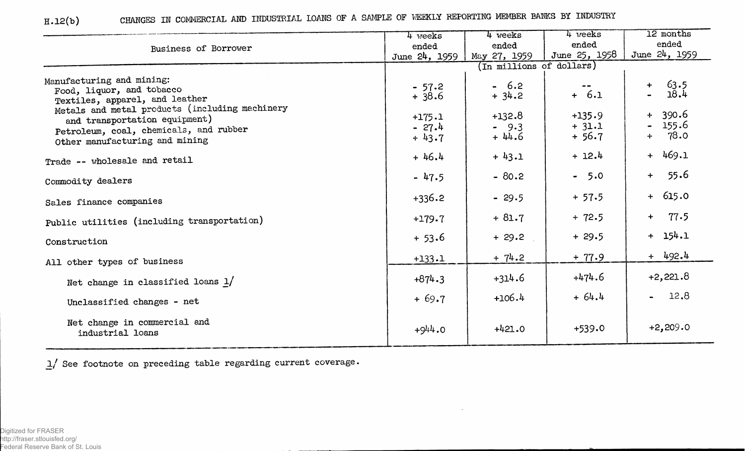H.12(b) CHANGES IN COMMERCIAL AND INDUSTRIAL LOANS OF A SAMPLE OF WEEKLY REPORTING MEMBER BANKS BY INDUSTRY

| Business of Borrower | 4 weeks ended June 24, 1959 | 4 weeks ended May 27, 1959 | 4 weeks ended June 25, 1958 | 12 months ended June 24, 1959 |
|---|---|---|---|---|
| | (In millions of dollars) | | | |
| Manufacturing and mining: | | | | |
| Food, liquor, and tobacco | - 57.2 | - 6.2 | -- | + 63.5 |
| Textiles, apparel, and leather | + 38.6 | + 34.2 | + 6.1 | - 18.4 |
| Metals and metal products (including machinery and transportation equipment) | +175.1 | +132.8 | +135.9 | + 390.6 |
| Petroleum, coal, chemicals, and rubber | - 27.4 | - 9.3 | + 31.1 | - 155.6 |
| Other manufacturing and mining | + 43.7 | + 44.6 | + 56.7 | + 78.0 |
| Trade -- wholesale and retail | + 46.4 | + 43.1 | + 12.4 | + 469.1 |
| Commodity dealers | - 47.5 | - 80.2 | - 5.0 | + 55.6 |
| Sales finance companies | +336.2 | - 29.5 | + 57.5 | + 615.0 |
| Public utilities (including transportation) | +179.7 | + 81.7 | + 72.5 | + 77.5 |
| Construction | + 53.6 | + 29.2 | + 29.5 | + 154.1 |
| All other types of business | +133.1 | + 74.2 | + 77.9 | + 492.4 |
| Net change in classified loans 1/ | +874.3 | +314.6 | +474.6 | +2,221.8 |
| Unclassified changes - net | + 69.7 | +106.4 | + 64.4 | - 12.8 |
| Net change in commercial and industrial loans | +944.0 | +421.0 | +539.0 | +2,209.0 |

1/ See footnote on preceding table regarding current coverage.